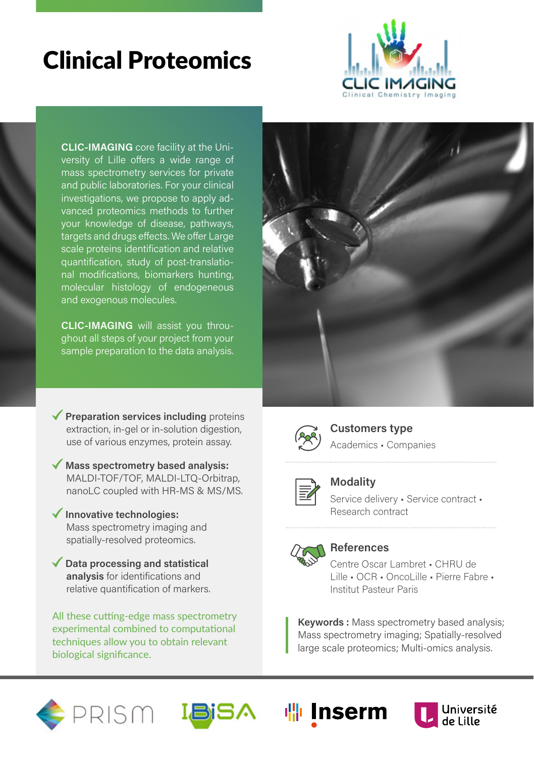# Clinical Proteomics

**CLIC-IMAGING** core facility at the University of Lille offers a wide range of mass spectrometry services for private and public laboratories. For your clinical investigations, we propose to apply advanced proteomics methods to further your knowledge of disease, pathways, targets and drugs effects. We offer Large scale proteins identification and relative quantification, study of post-translational modifications, biomarkers hunting, molecular histology of endogeneous and exogenous molecules.

**CLIC-IMAGING** will assist you throughout all steps of your project from your sample preparation to the data analysis.

- ✓ **Preparation services including** proteins extraction, in-gel or in-solution digestion, use of various enzymes, protein assay.
- ✓ **Mass spectrometry based analysis:** MALDI-TOF/TOF, MALDI-LTQ-Orbitrap, nanoLC coupled with HR-MS & MS/MS.
- ✓ **Innovative technologies:** Mass spectrometry imaging and spatially-resolved proteomics.
- ✓ **Data processing and statistical analysis** for identifications and relative quantification of markers.

All these cutting-edge mass spectrometry experimental combined to computational techniques allow you to obtain relevant biological significance.

### Customers type

Academics • Companies

### Modality

Service delivery • Service contract • Research contract

### References

Centre Oscar Lambret • CHRU de Lille • OCR • OncoLille • Pierre Fabre • Institut Pasteur Paris

**Keywords :** Mass spectrometry based analysis; Mass spectrometry imaging; Spatially-resolved large scale proteomics; Multi-omics analysis.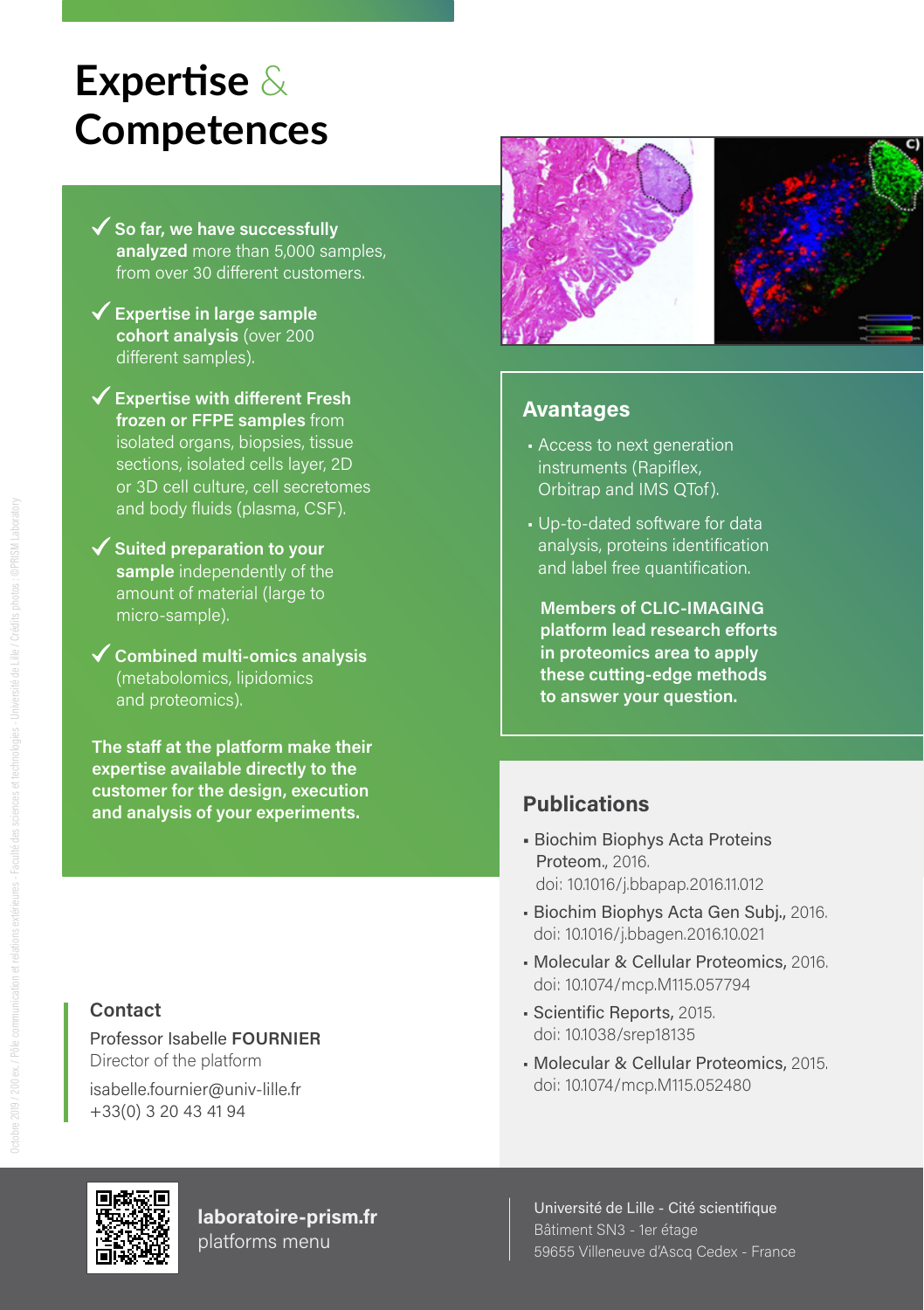# Expertise & Competences

✓ **So far, we have successfully analyzed** more than 5,000 samples, from over 30 different customers.

✓ **Expertise in large sample cohort analysis** (over 200 different samples).

✓ **Expertise with different Fresh frozen or FFPE samples** from isolated organs, biopsies, tissue sections, isolated cells layer, 2D or 3D cell culture, cell secretomes and body fluids (plasma, CSF).

✓ **Suited preparation to your sample** independently of the amount of material (large to micro-sample).

✓ **Combined multi-omics analysis** (metabolomics, lipidomics and proteomics).

**The staff at the platform make their expertise available directly to the customer for the design, execution and analysis of your experiments.**

## Avantages

- Access to next generation instruments (Rapiflex, Orbitrap and IMS QTof).
- Up-to-dated software for data analysis, proteins identification and label free quantification.

**Members of CLIC-IMAGING platform lead research efforts in proteomics area to apply these cutting-edge methods to answer your question.**

## Publications

- Biochim Biophys Acta Proteins Proteom., 2016. doi: 10.1016/j.bbapap.2016.11.012
- Biochim Biophys Acta Gen Subj., 2016. doi: 10.1016/j.bbagen.2016.10.021
- Molecular & Cellular Proteomics, 2016. doi: 10.1074/mcp.M115.057794
- Scientific Reports, 2015. doi: 10.1038/srep18135
- Molecular & Cellular Proteomics, 2015. doi: 10.1074/mcp.M115.052480

## Contact

Professor Isabelle **FOURNIER**
Director of the platform

isabelle.fournier@univ-lille.fr
+33(0) 3 20 43 41 94

**laboratoire-prism.fr**
platforms menu

Université de Lille - Cité scientifique
Bâtiment SN3 - 1er étage
59655 Villeneuve d'Ascq Cedex - France

Octobre 2019 / 200 ex. / Pôle communication et relations extérieures - Faculté des sciences et technologies - Université de Lille / Crédits photos : ©PRISM Laboratory